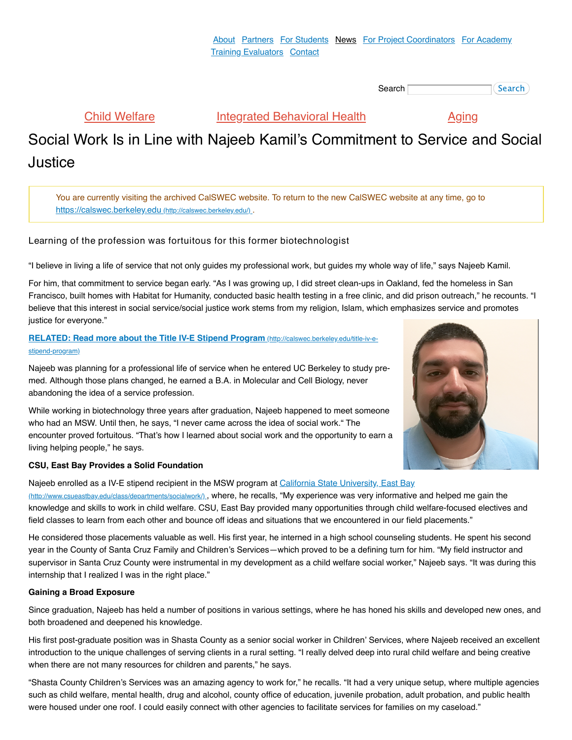About Partners For Students News For Project Coordinators For Academy Training Evaluators Contact

Search [ ] Search

Child Welfare Integrated Behavioral Health Aging

# Social Work Is in Line with Najeeb Kamil's Commitment to Service and Social Justice

You are currently visiting the archived CalSWEC website. To return to the new CalSWEC website at any time, go to https://calswec.berkeley.edu (http://calswec.berkeley.edu/) .

Learning of the profession was fortuitous for this former biotechnologist

"I believe in living a life of service that not only guides my professional work, but guides my whole way of life," says Najeeb Kamil.

For him, that commitment to service began early. "As I was growing up, I did street clean-ups in Oakland, fed the homeless in San Francisco, built homes with Habitat for Humanity, conducted basic health testing in a free clinic, and did prison outreach," he recounts. "I believe that this interest in social service/social justice work stems from my religion, Islam, which emphasizes service and promotes justice for everyone."

**RELATED: Read more about the Title IV-E Stipend Program** (http://calswec.berkeley.edu/title-iv-e-stipend-program)

Najeeb was planning for a professional life of service when he entered UC Berkeley to study pre-med. Although those plans changed, he earned a B.A. in Molecular and Cell Biology, never abandoning the idea of a service profession.

While working in biotechnology three years after graduation, Najeeb happened to meet someone who had an MSW. Until then, he says, "I never came across the idea of social work." The encounter proved fortuitous. "That's how I learned about social work and the opportunity to earn a living helping people," he says.

**CSU, East Bay Provides a Solid Foundation**

Najeeb enrolled as a IV-E stipend recipient in the MSW program at California State University, East Bay (http://www.csueastbay.edu/class/departments/socialwork/) , where, he recalls, "My experience was very informative and helped me gain the knowledge and skills to work in child welfare. CSU, East Bay provided many opportunities through child welfare-focused electives and field classes to learn from each other and bounce off ideas and situations that we encountered in our field placements."

He considered those placements valuable as well. His first year, he interned in a high school counseling students. He spent his second year in the County of Santa Cruz Family and Children's Services—which proved to be a defining turn for him. "My field instructor and supervisor in Santa Cruz County were instrumental in my development as a child welfare social worker," Najeeb says. "It was during this internship that I realized I was in the right place."

**Gaining a Broad Exposure**

Since graduation, Najeeb has held a number of positions in various settings, where he has honed his skills and developed new ones, and both broadened and deepened his knowledge.

His first post-graduate position was in Shasta County as a senior social worker in Children' Services, where Najeeb received an excellent introduction to the unique challenges of serving clients in a rural setting. "I really delved deep into rural child welfare and being creative when there are not many resources for children and parents," he says.

"Shasta County Children's Services was an amazing agency to work for," he recalls. "It had a very unique setup, where multiple agencies such as child welfare, mental health, drug and alcohol, county office of education, juvenile probation, adult probation, and public health were housed under one roof. I could easily connect with other agencies to facilitate services for families on my caseload."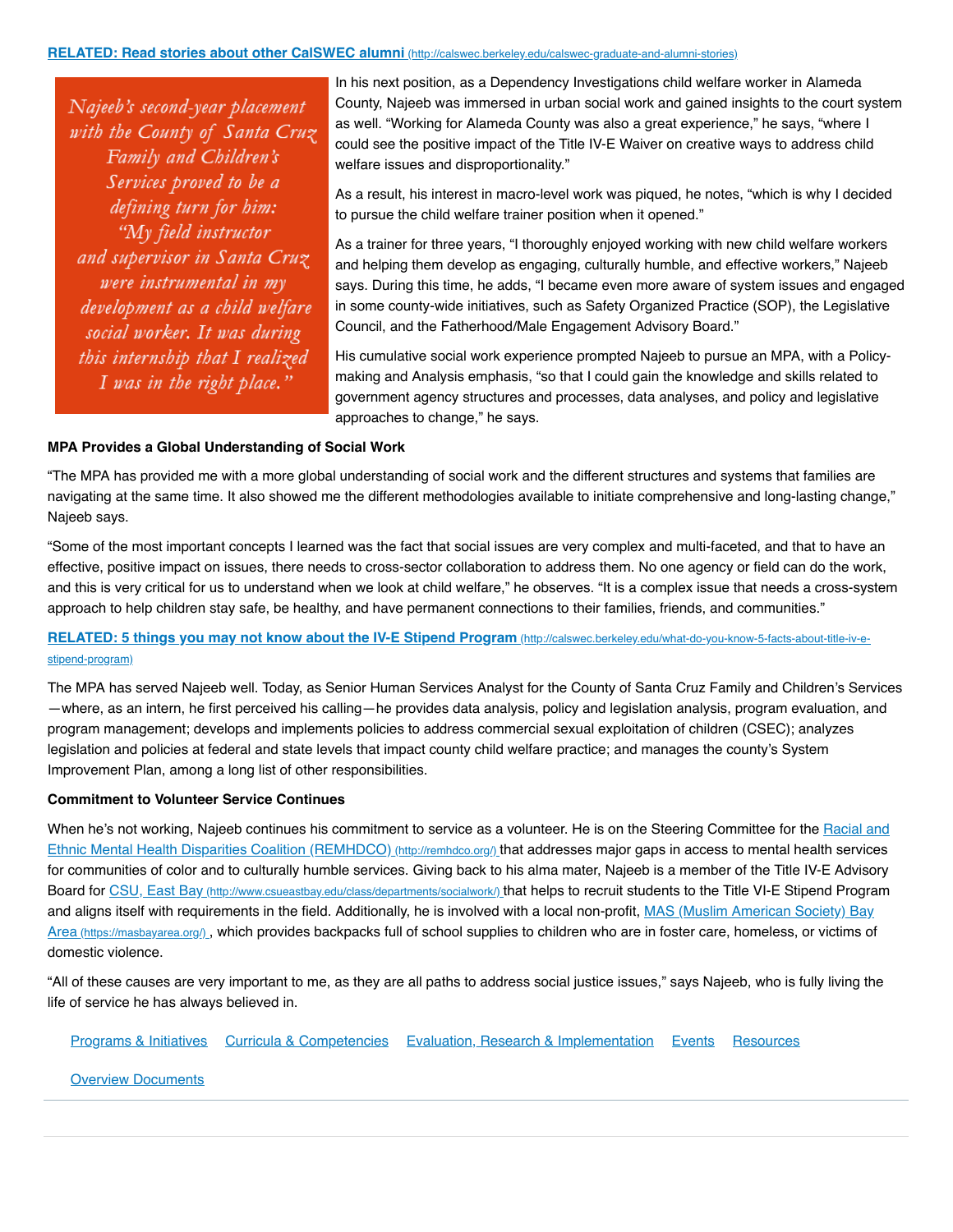**[RELATED: Read stories about other CalSWEC alumni](http://calswec.berkeley.edu/calswec-graduate-and-alumni-stories)** (http://calswec.berkeley.edu/calswec-graduate-and-alumni-stories)

*Najeeb's second-year placement with the County of Santa Cruz Family and Children's Services proved to be a defining turn for him: "My field instructor and supervisor in Santa Cruz were instrumental in my development as a child welfare social worker. It was during this internship that I realized I was in the right place."*

In his next position, as a Dependency Investigations child welfare worker in Alameda County, Najeeb was immersed in urban social work and gained insights to the court system as well. "Working for Alameda County was also a great experience," he says, "where I could see the positive impact of the Title IV-E Waiver on creative ways to address child welfare issues and disproportionality."

As a result, his interest in macro-level work was piqued, he notes, "which is why I decided to pursue the child welfare trainer position when it opened."

As a trainer for three years, "I thoroughly enjoyed working with new child welfare workers and helping them develop as engaging, culturally humble, and effective workers," Najeeb says. During this time, he adds, "I became even more aware of system issues and engaged in some county-wide initiatives, such as Safety Organized Practice (SOP), the Legislative Council, and the Fatherhood/Male Engagement Advisory Board."

His cumulative social work experience prompted Najeeb to pursue an MPA, with a Policy-making and Analysis emphasis, "so that I could gain the knowledge and skills related to government agency structures and processes, data analyses, and policy and legislative approaches to change," he says.

**MPA Provides a Global Understanding of Social Work**

"The MPA has provided me with a more global understanding of social work and the different structures and systems that families are navigating at the same time. It also showed me the different methodologies available to initiate comprehensive and long-lasting change," Najeeb says.

"Some of the most important concepts I learned was the fact that social issues are very complex and multi-faceted, and that to have an effective, positive impact on issues, there needs to cross-sector collaboration to address them. No one agency or field can do the work, and this is very critical for us to understand when we look at child welfare," he observes. "It is a complex issue that needs a cross-system approach to help children stay safe, be healthy, and have permanent connections to their families, friends, and communities."

**[RELATED: 5 things you may not know about the IV-E Stipend Program](http://calswec.berkeley.edu/what-do-you-know-5-facts-about-title-iv-e-stipend-program)** (http://calswec.berkeley.edu/what-do-you-know-5-facts-about-title-iv-e-stipend-program)

The MPA has served Najeeb well. Today, as Senior Human Services Analyst for the County of Santa Cruz Family and Children's Services—where, as an intern, he first perceived his calling—he provides data analysis, policy and legislation analysis, program evaluation, and program management; develops and implements policies to address commercial sexual exploitation of children (CSEC); analyzes legislation and policies at federal and state levels that impact county child welfare practice; and manages the county's System Improvement Plan, among a long list of other responsibilities.

**Commitment to Volunteer Service Continues**

When he's not working, Najeeb continues his commitment to service as a volunteer. He is on the Steering Committee for the [Racial and Ethnic Mental Health Disparities Coalition (REMHDCO)](http://remhdco.org/) (http://remhdco.org/) that addresses major gaps in access to mental health services for communities of color and to culturally humble services. Giving back to his alma mater, Najeeb is a member of the Title IV-E Advisory Board for [CSU, East Bay](http://www.csueastbay.edu/class/departments/socialwork/) (http://www.csueastbay.edu/class/departments/socialwork/) that helps to recruit students to the Title VI-E Stipend Program and aligns itself with requirements in the field. Additionally, he is involved with a local non-profit, [MAS (Muslim American Society) Bay Area](https://masbayarea.org/) (https://masbayarea.org/), which provides backpacks full of school supplies to children who are in foster care, homeless, or victims of domestic violence.

"All of these causes are very important to me, as they are all paths to address social justice issues," says Najeeb, who is fully living the life of service he has always believed in.

Programs & Initiatives | Curricula & Competencies | Evaluation, Research & Implementation | Events | Resources

Overview Documents